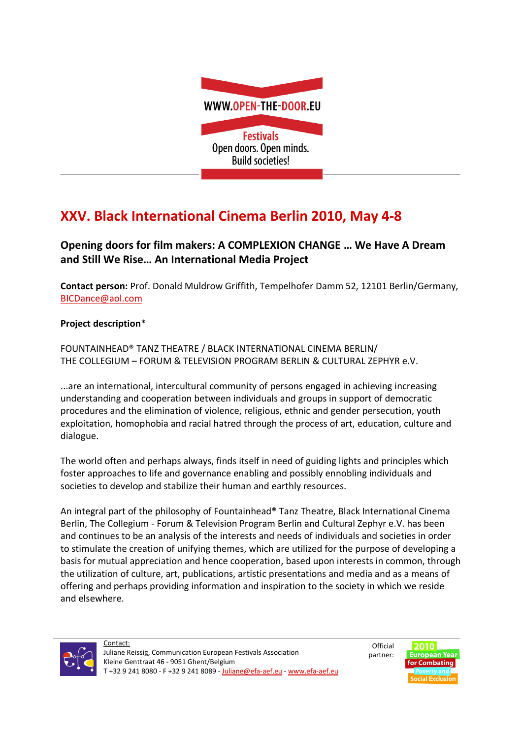WWW.OPEN-THE-DOOR.EU

Festivals
Open doors. Open minds.
Build societies!

# XXV. Black International Cinema Berlin 2010, May 4-8

## Opening doors for film makers: A COMPLEXION CHANGE … We Have A Dream and Still We Rise… An International Media Project

**Contact person:** Prof. Donald Muldrow Griffith, Tempelhofer Damm 52, 12101 Berlin/Germany, BICDance@aol.com

**Project description***

FOUNTAINHEAD® TANZ THEATRE / BLACK INTERNATIONAL CINEMA BERLIN/
THE COLLEGIUM – FORUM & TELEVISION PROGRAM BERLIN & CULTURAL ZEPHYR e.V.

...are an international, intercultural community of persons engaged in achieving increasing understanding and cooperation between individuals and groups in support of democratic procedures and the elimination of violence, religious, ethnic and gender persecution, youth exploitation, homophobia and racial hatred through the process of art, education, culture and dialogue.

The world often and perhaps always, finds itself in need of guiding lights and principles which foster approaches to life and governance enabling and possibly ennobling individuals and societies to develop and stabilize their human and earthly resources.

An integral part of the philosophy of Fountainhead® Tanz Theatre, Black International Cinema Berlin, The Collegium - Forum & Television Program Berlin and Cultural Zephyr e.V. has been and continues to be an analysis of the interests and needs of individuals and societies in order to stimulate the creation of unifying themes, which are utilized for the purpose of developing a basis for mutual appreciation and hence cooperation, based upon interests in common, through the utilization of culture, art, publications, artistic presentations and media and as a means of offering and perhaps providing information and inspiration to the society in which we reside and elsewhere.

Contact:
Juliane Reissig, Communication European Festivals Association
Kleine Genttraat 46 - 9051 Ghent/Belgium
T +32 9 241 8080 - F +32 9 241 8089 - Juliane@efa-aef.eu - www.efa-aef.eu

Official partner: 2010 European Year for Combating Poverty and Social Exclusion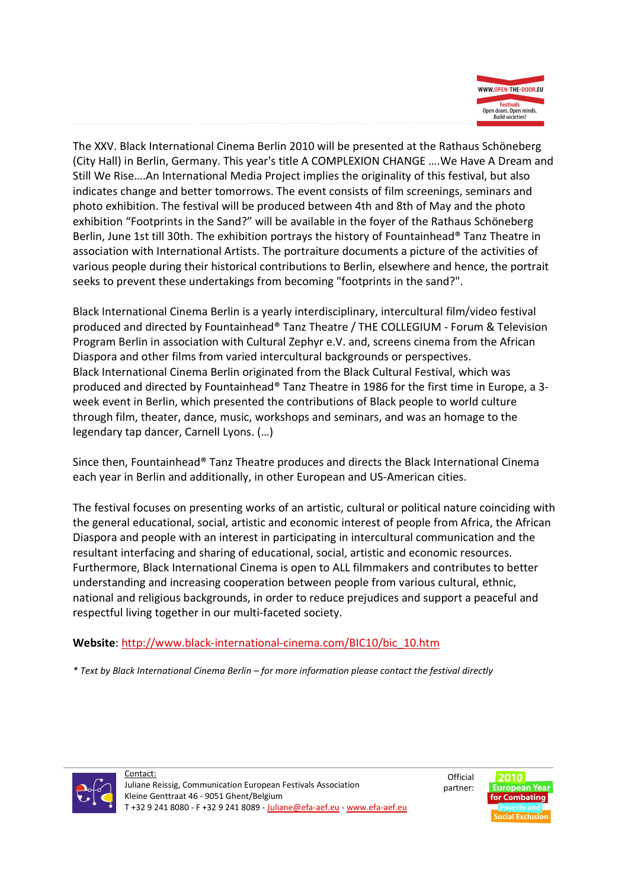The XXV. Black International Cinema Berlin 2010 will be presented at the Rathaus Schöneberg (City Hall) in Berlin, Germany. This year's title A COMPLEXION CHANGE ….We Have A Dream and Still We Rise….An International Media Project implies the originality of this festival, but also indicates change and better tomorrows. The event consists of film screenings, seminars and photo exhibition. The festival will be produced between 4th and 8th of May and the photo exhibition "Footprints in the Sand?" will be available in the foyer of the Rathaus Schöneberg Berlin, June 1st till 30th. The exhibition portrays the history of Fountainhead® Tanz Theatre in association with International Artists. The portraiture documents a picture of the activities of various people during their historical contributions to Berlin, elsewhere and hence, the portrait seeks to prevent these undertakings from becoming "footprints in the sand?".

Black International Cinema Berlin is a yearly interdisciplinary, intercultural film/video festival produced and directed by Fountainhead® Tanz Theatre / THE COLLEGIUM - Forum & Television Program Berlin in association with Cultural Zephyr e.V. and, screens cinema from the African Diaspora and other films from varied intercultural backgrounds or perspectives.
Black International Cinema Berlin originated from the Black Cultural Festival, which was produced and directed by Fountainhead® Tanz Theatre in 1986 for the first time in Europe, a 3-week event in Berlin, which presented the contributions of Black people to world culture through film, theater, dance, music, workshops and seminars, and was an homage to the legendary tap dancer, Carnell Lyons. (…)

Since then, Fountainhead® Tanz Theatre produces and directs the Black International Cinema each year in Berlin and additionally, in other European and US-American cities.

The festival focuses on presenting works of an artistic, cultural or political nature coinciding with the general educational, social, artistic and economic interest of people from Africa, the African Diaspora and people with an interest in participating in intercultural communication and the resultant interfacing and sharing of educational, social, artistic and economic resources. Furthermore, Black International Cinema is open to ALL filmmakers and contributes to better understanding and increasing cooperation between people from various cultural, ethnic, national and religious backgrounds, in order to reduce prejudices and support a peaceful and respectful living together in our multi-faceted society.

**Website**: http://www.black-international-cinema.com/BIC10/bic_10.htm

*\* Text by Black International Cinema Berlin – for more information please contact the festival directly*